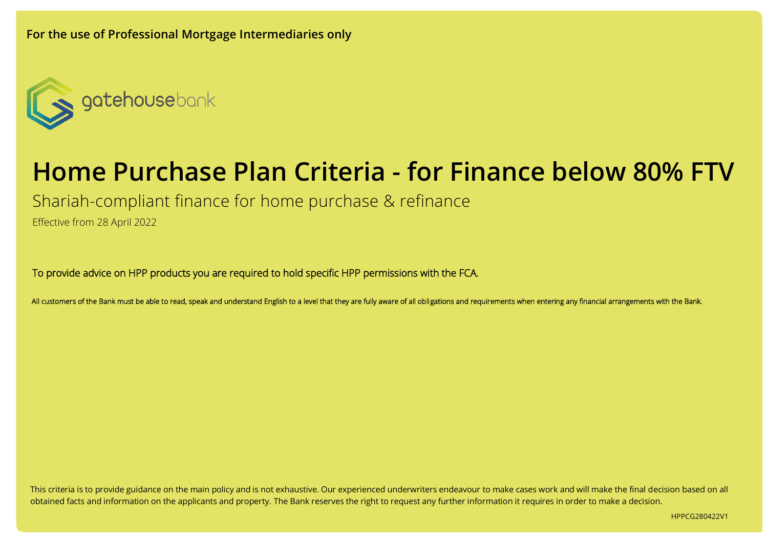**For the use of Professional Mortgage Intermediaries only**

gatehousebank

# Home Purchase Plan Criteria - for Finance below 80% FTV

Shariah-compliant finance for home purchase & refinance

Effective from 28 April 2022

To provide advice on HPP products you are required to hold specific HPP permissions with the FCA.

All customers of the Bank must be able to read, speak and understand English to a level that they are fully aware of all obligations and requirements when entering any financial arrangements with the Bank.

This criteria is to provide guidance on the main policy and is not exhaustive. Our experienced underwriters endeavour to make cases work and will make the final decision based on all obtained facts and information on the applicants and property. The Bank reserves the right to request any further information it requires in order to make a decision.

HPPCG280422V1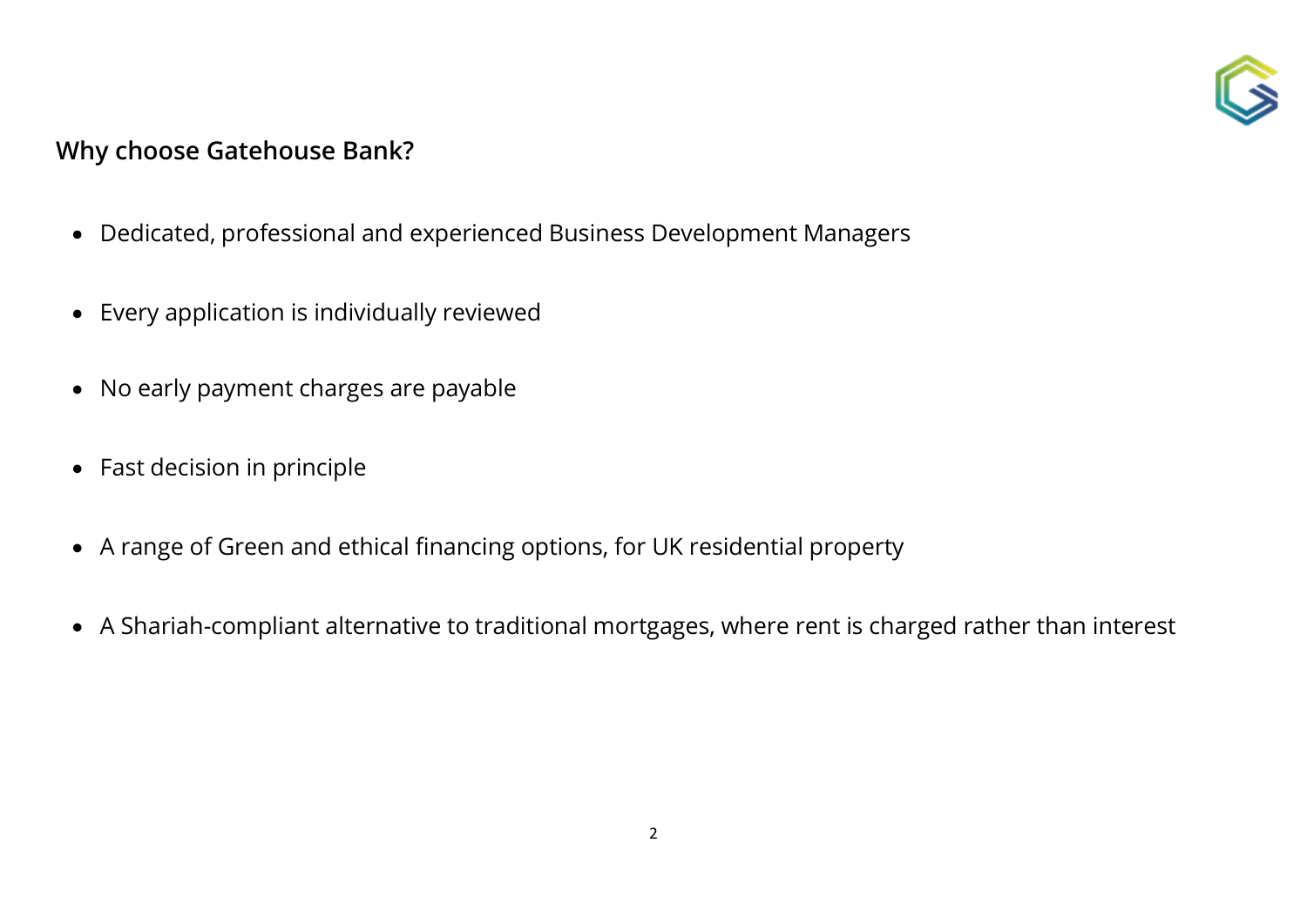## Why choose Gatehouse Bank?

- Dedicated, professional and experienced Business Development Managers
- Every application is individually reviewed
- No early payment charges are payable
- Fast decision in principle
- A range of Green and ethical financing options, for UK residential property
- A Shariah-compliant alternative to traditional mortgages, where rent is charged rather than interest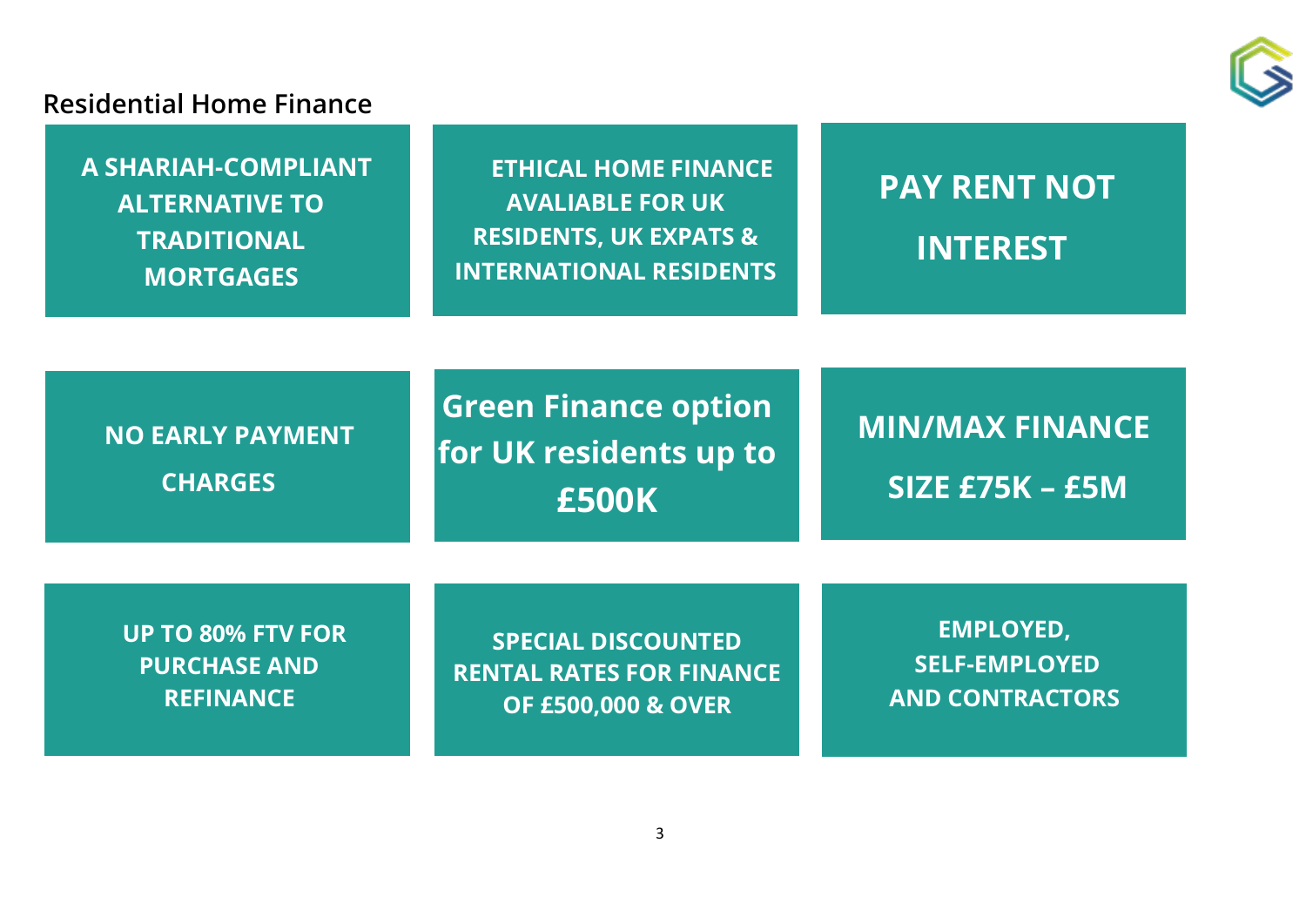## Residential Home Finance

- **A SHARIAH-COMPLIANT ALTERNATIVE TO TRADITIONAL MORTGAGES**
- **ETHICAL HOME FINANCE AVALIABLE FOR UK RESIDENTS, UK EXPATS & INTERNATIONAL RESIDENTS**
- **PAY RENT NOT INTEREST**
- **NO EARLY PAYMENT CHARGES**
- **Green Finance option for UK residents up to £500K**
- **MIN/MAX FINANCE SIZE £75K – £5M**
- **UP TO 80% FTV FOR PURCHASE AND REFINANCE**
- **SPECIAL DISCOUNTED RENTAL RATES FOR FINANCE OF £500,000 & OVER**
- **EMPLOYED, SELF-EMPLOYED AND CONTRACTORS**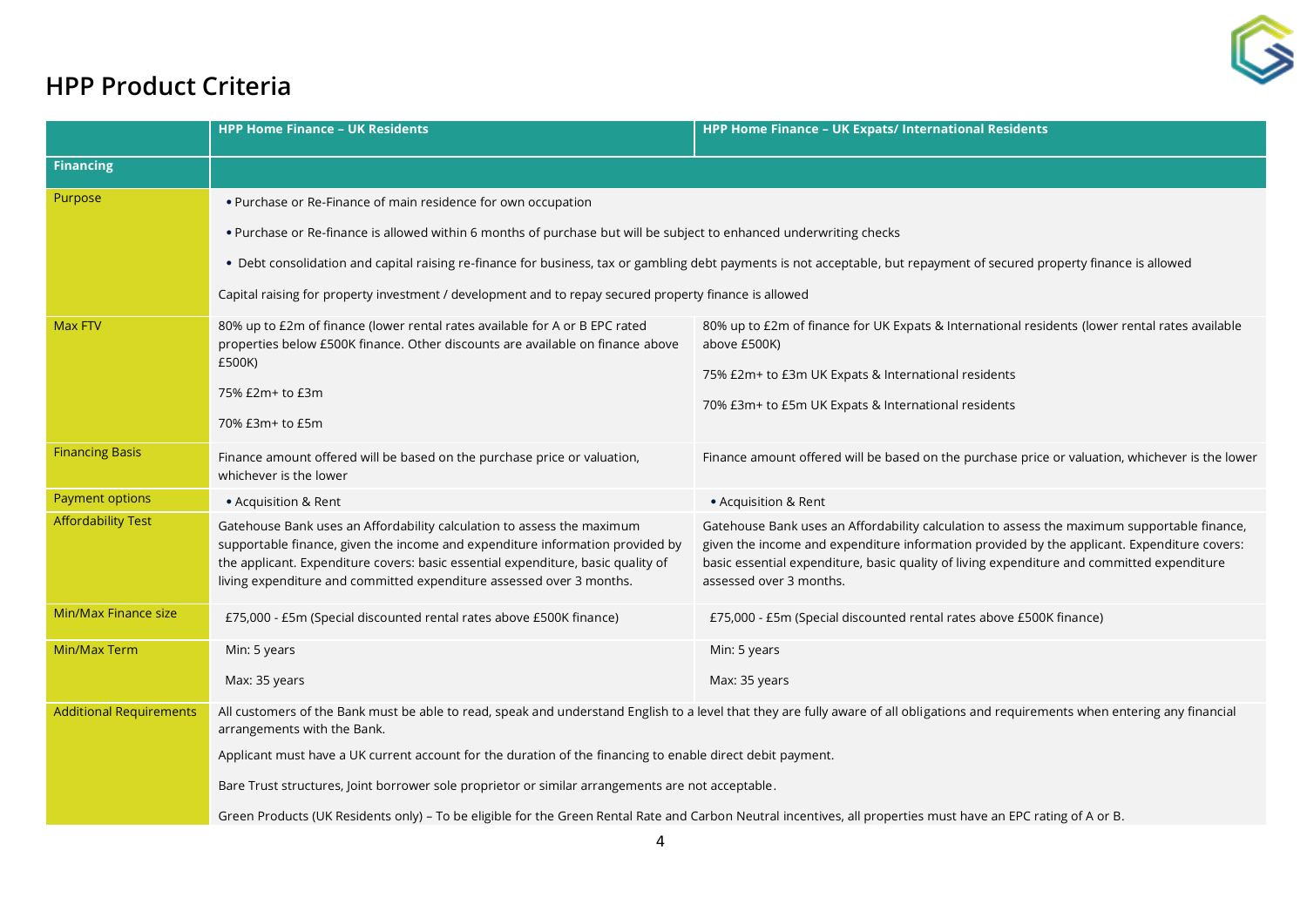## HPP Product Criteria

| | HPP Home Finance – UK Residents | HPP Home Finance – UK Expats/ International Residents |
|---|---|---|
| **Financing** | | |
| Purpose | • Purchase or Re-Finance of main residence for own occupation<br>• Purchase or Re-finance is allowed within 6 months of purchase but will be subject to enhanced underwriting checks<br>• Debt consolidation and capital raising re-finance for business, tax or gambling debt payments is not acceptable, but repayment of secured property finance is allowed<br>Capital raising for property investment / development and to repay secured property finance is allowed | |
| Max FTV | 80% up to £2m of finance (lower rental rates available for A or B EPC rated properties below £500K finance. Other discounts are available on finance above £500K)<br>75% £2m+ to £3m<br>70% £3m+ to £5m | 80% up to £2m of finance for UK Expats & International residents (lower rental rates available above £500K)<br>75% £2m+ to £3m UK Expats & International residents<br>70% £3m+ to £5m UK Expats & International residents |
| Financing Basis | Finance amount offered will be based on the purchase price or valuation, whichever is the lower | Finance amount offered will be based on the purchase price or valuation, whichever is the lower |
| Payment options | • Acquisition & Rent | • Acquisition & Rent |
| Affordability Test | Gatehouse Bank uses an Affordability calculation to assess the maximum supportable finance, given the income and expenditure information provided by the applicant. Expenditure covers: basic essential expenditure, basic quality of living expenditure and committed expenditure assessed over 3 months. | Gatehouse Bank uses an Affordability calculation to assess the maximum supportable finance, given the income and expenditure information provided by the applicant. Expenditure covers: basic essential expenditure, basic quality of living expenditure and committed expenditure assessed over 3 months. |
| Min/Max Finance size | £75,000 - £5m (Special discounted rental rates above £500K finance) | £75,000 - £5m (Special discounted rental rates above £500K finance) |
| Min/Max Term | Min: 5 years<br>Max: 35 years | Min: 5 years<br>Max: 35 years |
| Additional Requirements | All customers of the Bank must be able to read, speak and understand English to a level that they are fully aware of all obligations and requirements when entering any financial arrangements with the Bank.<br>Applicant must have a UK current account for the duration of the financing to enable direct debit payment.<br>Bare Trust structures, Joint borrower sole proprietor or similar arrangements are not acceptable.<br>Green Products (UK Residents only) – To be eligible for the Green Rental Rate and Carbon Neutral incentives, all properties must have an EPC rating of A or B. | |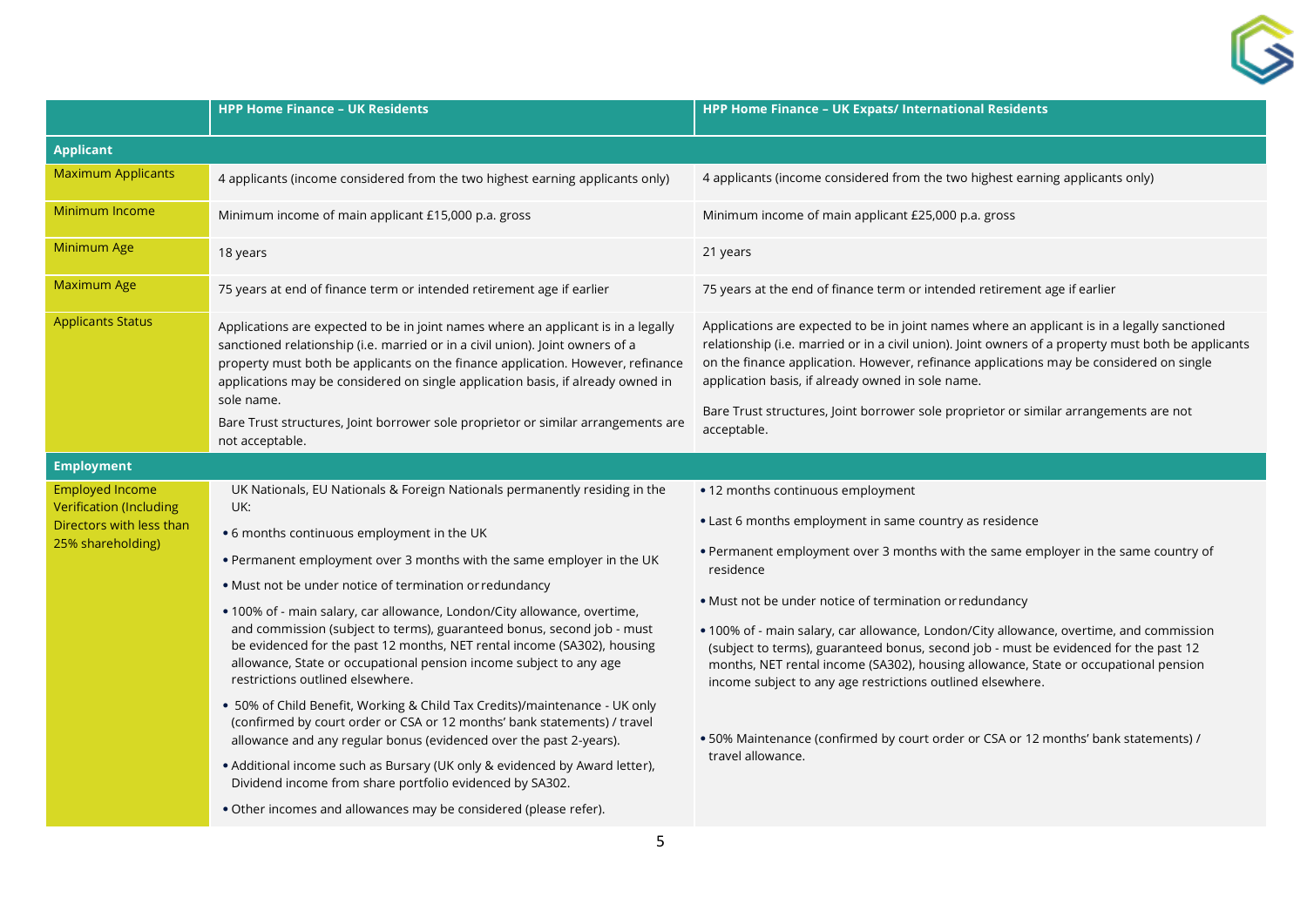| | HPP Home Finance – UK Residents | HPP Home Finance – UK Expats/ International Residents |
|---|---|---|
| **Applicant** | | |
| Maximum Applicants | 4 applicants (income considered from the two highest earning applicants only) | 4 applicants (income considered from the two highest earning applicants only) |
| Minimum Income | Minimum income of main applicant £15,000 p.a. gross | Minimum income of main applicant £25,000 p.a. gross |
| Minimum Age | 18 years | 21 years |
| Maximum Age | 75 years at end of finance term or intended retirement age if earlier | 75 years at the end of finance term or intended retirement age if earlier |
| Applicants Status | Applications are expected to be in joint names where an applicant is in a legally sanctioned relationship (i.e. married or in a civil union). Joint owners of a property must both be applicants on the finance application. However, refinance applications may be considered on single application basis, if already owned in sole name.<br><br>Bare Trust structures, Joint borrower sole proprietor or similar arrangements are not acceptable. | Applications are expected to be in joint names where an applicant is in a legally sanctioned relationship (i.e. married or in a civil union). Joint owners of a property must both be applicants on the finance application. However, refinance applications may be considered on single application basis, if already owned in sole name.<br><br>Bare Trust structures, Joint borrower sole proprietor or similar arrangements are not acceptable. |
| **Employment** | | |
| Employed Income Verification (Including Directors with less than 25% shareholding) | UK Nationals, EU Nationals & Foreign Nationals permanently residing in the UK:<br>• 6 months continuous employment in the UK<br>• Permanent employment over 3 months with the same employer in the UK<br>• Must not be under notice of termination or redundancy<br>• 100% of - main salary, car allowance, London/City allowance, overtime, and commission (subject to terms), guaranteed bonus, second job - must be evidenced for the past 12 months, NET rental income (SA302), housing allowance, State or occupational pension income subject to any age restrictions outlined elsewhere.<br>• 50% of Child Benefit, Working & Child Tax Credits)/maintenance - UK only (confirmed by court order or CSA or 12 months' bank statements) / travel allowance and any regular bonus (evidenced over the past 2-years).<br>• Additional income such as Bursary (UK only & evidenced by Award letter), Dividend income from share portfolio evidenced by SA302.<br>• Other incomes and allowances may be considered (please refer). | • 12 months continuous employment<br>• Last 6 months employment in same country as residence<br>• Permanent employment over 3 months with the same employer in the same country of residence<br>• Must not be under notice of termination or redundancy<br>• 100% of - main salary, car allowance, London/City allowance, overtime, and commission (subject to terms), guaranteed bonus, second job - must be evidenced for the past 12 months, NET rental income (SA302), housing allowance, State or occupational pension income subject to any age restrictions outlined elsewhere.<br>• 50% Maintenance (confirmed by court order or CSA or 12 months' bank statements) / travel allowance. |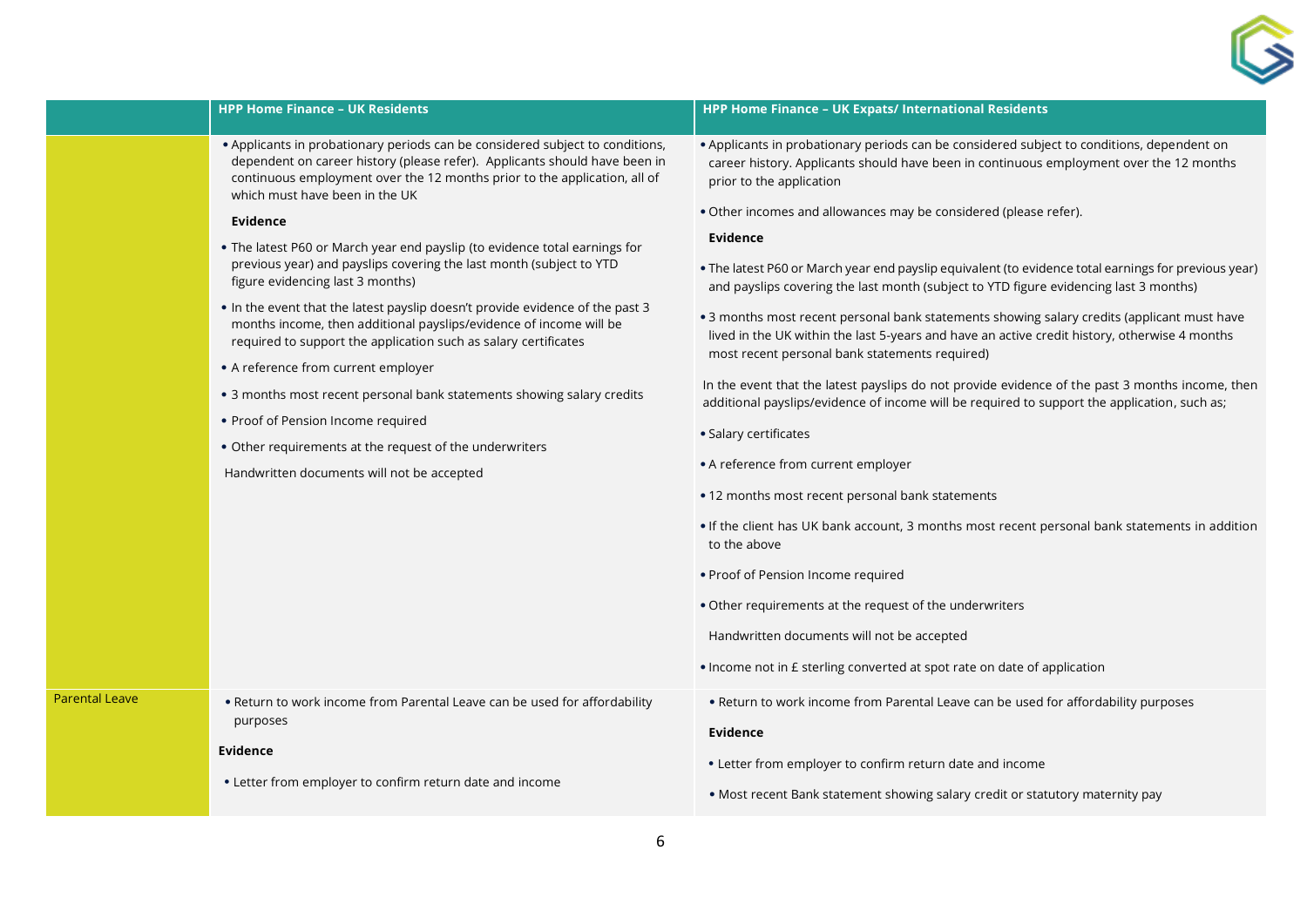| | HPP Home Finance – UK Residents | HPP Home Finance – UK Expats/ International Residents |
|---|---|---|
| | • Applicants in probationary periods can be considered subject to conditions, dependent on career history (please refer). Applicants should have been in continuous employment over the 12 months prior to the application, all of which must have been in the UK<br><br>**Evidence**<br><br>• The latest P60 or March year end payslip (to evidence total earnings for previous year) and payslips covering the last month (subject to YTD figure evidencing last 3 months)<br><br>• In the event that the latest payslip doesn't provide evidence of the past 3 months income, then additional payslips/evidence of income will be required to support the application such as salary certificates<br><br>• A reference from current employer<br><br>• 3 months most recent personal bank statements showing salary credits<br><br>• Proof of Pension Income required<br><br>• Other requirements at the request of the underwriters<br><br>Handwritten documents will not be accepted | • Applicants in probationary periods can be considered subject to conditions, dependent on career history. Applicants should have been in continuous employment over the 12 months prior to the application<br><br>• Other incomes and allowances may be considered (please refer).<br><br>**Evidence**<br><br>• The latest P60 or March year end payslip equivalent (to evidence total earnings for previous year) and payslips covering the last month (subject to YTD figure evidencing last 3 months)<br><br>• 3 months most recent personal bank statements showing salary credits (applicant must have lived in the UK within the last 5-years and have an active credit history, otherwise 4 months most recent personal bank statements required)<br><br>In the event that the latest payslips do not provide evidence of the past 3 months income, then additional payslips/evidence of income will be required to support the application, such as;<br><br>• Salary certificates<br><br>• A reference from current employer<br><br>• 12 months most recent personal bank statements<br><br>• If the client has UK bank account, 3 months most recent personal bank statements in addition to the above<br><br>• Proof of Pension Income required<br><br>• Other requirements at the request of the underwriters<br><br>Handwritten documents will not be accepted<br><br>• Income not in £ sterling converted at spot rate on date of application |
| Parental Leave | • Return to work income from Parental Leave can be used for affordability purposes<br><br>**Evidence**<br><br>• Letter from employer to confirm return date and income | • Return to work income from Parental Leave can be used for affordability purposes<br><br>**Evidence**<br><br>• Letter from employer to confirm return date and income<br><br>• Most recent Bank statement showing salary credit or statutory maternity pay |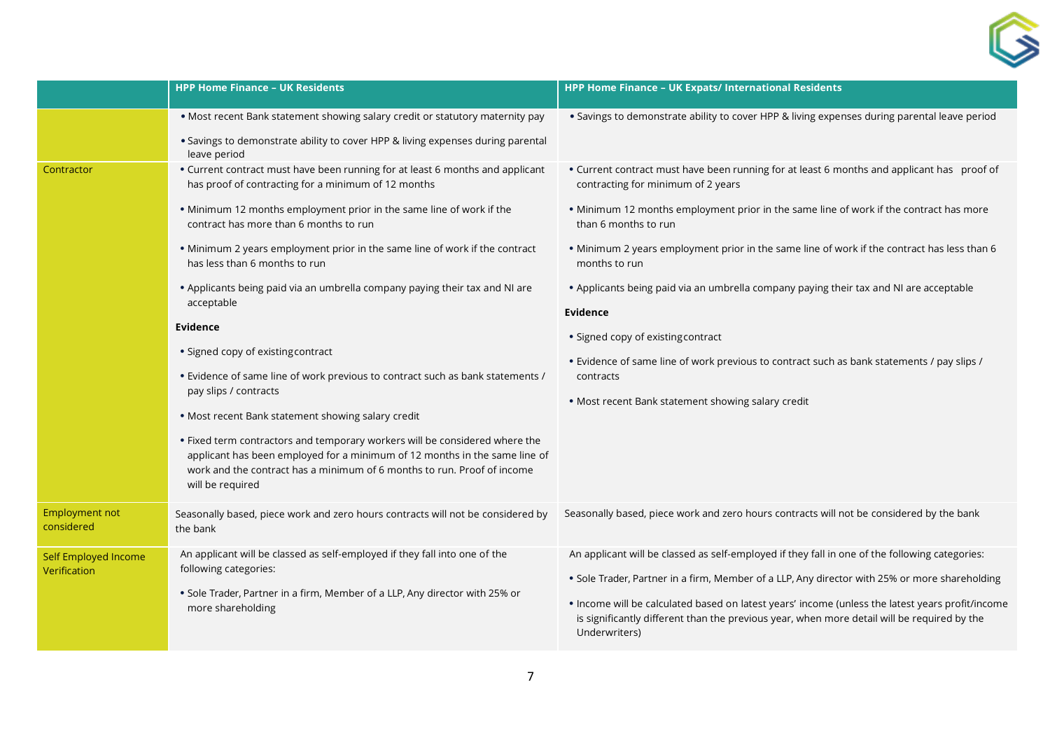| | HPP Home Finance – UK Residents | HPP Home Finance – UK Expats/ International Residents |
|---|---|---|
| | • Most recent Bank statement showing salary credit or statutory maternity pay<br>• Savings to demonstrate ability to cover HPP & living expenses during parental leave period | • Savings to demonstrate ability to cover HPP & living expenses during parental leave period |
| Contractor | • Current contract must have been running for at least 6 months and applicant has proof of contracting for a minimum of 12 months<br>• Minimum 12 months employment prior in the same line of work if the contract has more than 6 months to run<br>• Minimum 2 years employment prior in the same line of work if the contract has less than 6 months to run<br>• Applicants being paid via an umbrella company paying their tax and NI are acceptable<br>**Evidence**<br>• Signed copy of existing contract<br>• Evidence of same line of work previous to contract such as bank statements / pay slips / contracts<br>• Most recent Bank statement showing salary credit<br>• Fixed term contractors and temporary workers will be considered where the applicant has been employed for a minimum of 12 months in the same line of work and the contract has a minimum of 6 months to run. Proof of income will be required | • Current contract must have been running for at least 6 months and applicant has proof of contracting for minimum of 2 years<br>• Minimum 12 months employment prior in the same line of work if the contract has more than 6 months to run<br>• Minimum 2 years employment prior in the same line of work if the contract has less than 6 months to run<br>• Applicants being paid via an umbrella company paying their tax and NI are acceptable<br>**Evidence**<br>• Signed copy of existing contract<br>• Evidence of same line of work previous to contract such as bank statements / pay slips / contracts<br>• Most recent Bank statement showing salary credit |
| Employment not considered | Seasonally based, piece work and zero hours contracts will not be considered by the bank | Seasonally based, piece work and zero hours contracts will not be considered by the bank |
| Self Employed Income Verification | An applicant will be classed as self-employed if they fall into one of the following categories:<br>• Sole Trader, Partner in a firm, Member of a LLP, Any director with 25% or more shareholding | An applicant will be classed as self-employed if they fall in one of the following categories:<br>• Sole Trader, Partner in a firm, Member of a LLP, Any director with 25% or more shareholding<br>• Income will be calculated based on latest years' income (unless the latest years profit/income is significantly different than the previous year, when more detail will be required by the Underwriters) |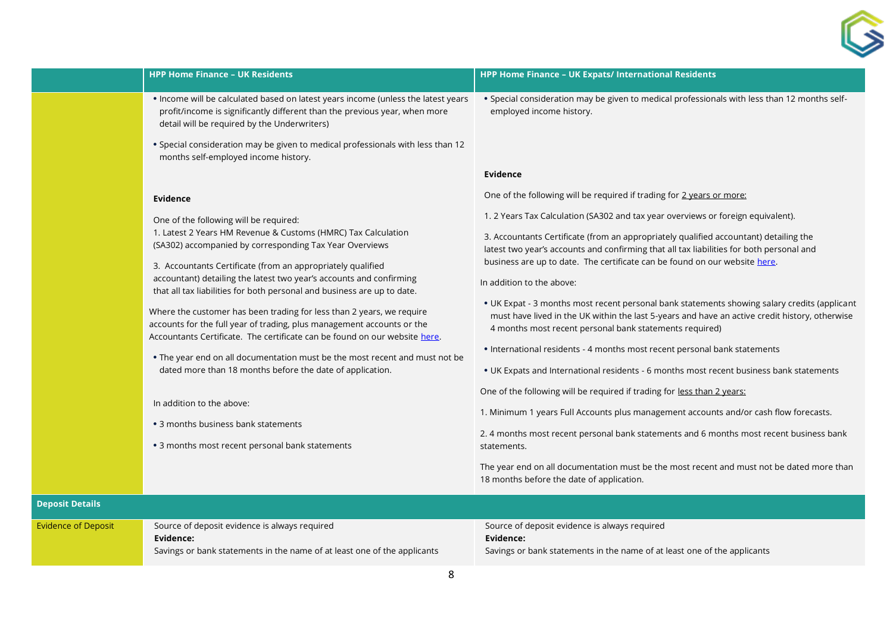| | HPP Home Finance – UK Residents | HPP Home Finance – UK Expats/ International Residents |
|---|---|---|
| | • Income will be calculated based on latest years income (unless the latest years profit/income is significantly different than the previous year, when more detail will be required by the Underwriters)<br><br>• Special consideration may be given to medical professionals with less than 12 months self-employed income history.<br><br>**Evidence**<br><br>One of the following will be required:<br>1. Latest 2 Years HM Revenue & Customs (HMRC) Tax Calculation (SA302) accompanied by corresponding Tax Year Overviews<br><br>3. Accountants Certificate (from an appropriately qualified accountant) detailing the latest two year's accounts and confirming that all tax liabilities for both personal and business are up to date.<br><br>Where the customer has been trading for less than 2 years, we require accounts for the full year of trading, plus management accounts or the Accountants Certificate. The certificate can be found on our website here.<br><br>• The year end on all documentation must be the most recent and must not be dated more than 18 months before the date of application.<br><br>In addition to the above:<br><br>• 3 months business bank statements<br><br>• 3 months most recent personal bank statements | • Special consideration may be given to medical professionals with less than 12 months self-employed income history.<br><br>**Evidence**<br><br>One of the following will be required if trading for 2 years or more:<br><br>1. 2 Years Tax Calculation (SA302 and tax year overviews or foreign equivalent).<br><br>3. Accountants Certificate (from an appropriately qualified accountant) detailing the latest two year's accounts and confirming that all tax liabilities for both personal and business are up to date. The certificate can be found on our website here.<br><br>In addition to the above:<br><br>• UK Expat - 3 months most recent personal bank statements showing salary credits (applicant must have lived in the UK within the last 5-years and have an active credit history, otherwise 4 months most recent personal bank statements required)<br><br>• International residents - 4 months most recent personal bank statements<br><br>• UK Expats and International residents - 6 months most recent business bank statements<br><br>One of the following will be required if trading for less than 2 years:<br><br>1. Minimum 1 years Full Accounts plus management accounts and/or cash flow forecasts.<br><br>2. 4 months most recent personal bank statements and 6 months most recent business bank statements.<br><br>The year end on all documentation must be the most recent and must not be dated more than 18 months before the date of application. |
| **Deposit Details** | | |
| Evidence of Deposit | Source of deposit evidence is always required<br>**Evidence:**<br>Savings or bank statements in the name of at least one of the applicants | Source of deposit evidence is always required<br>**Evidence:**<br>Savings or bank statements in the name of at least one of the applicants |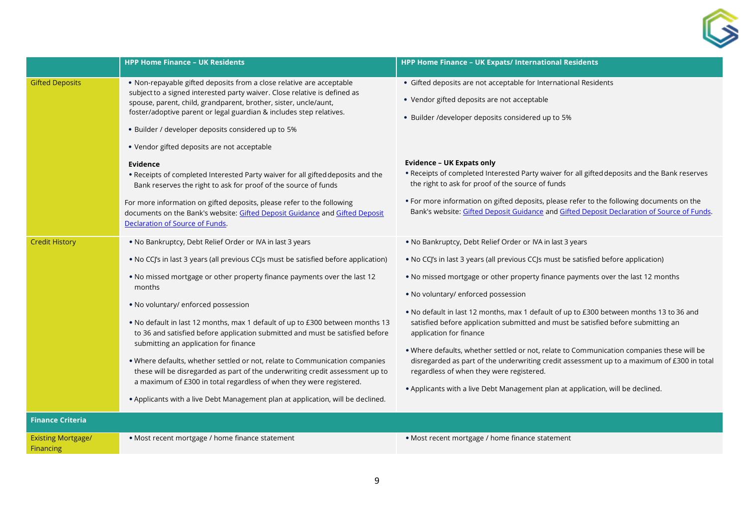| | HPP Home Finance – UK Residents | HPP Home Finance – UK Expats/ International Residents |
|---|---|---|
| Gifted Deposits | • Non-repayable gifted deposits from a close relative are acceptable subject to a signed interested party waiver. Close relative is defined as spouse, parent, child, grandparent, brother, sister, uncle/aunt, foster/adoptive parent or legal guardian & includes step relatives.<br>• Builder / developer deposits considered up to 5%<br>• Vendor gifted deposits are not acceptable<br>**Evidence**<br>• Receipts of completed Interested Party waiver for all gifted deposits and the Bank reserves the right to ask for proof of the source of funds<br>For more information on gifted deposits, please refer to the following documents on the Bank's website: Gifted Deposit Guidance and Gifted Deposit Declaration of Source of Funds. | • Gifted deposits are not acceptable for International Residents<br>• Vendor gifted deposits are not acceptable<br>• Builder /developer deposits considered up to 5%<br>**Evidence – UK Expats only**<br>• Receipts of completed Interested Party waiver for all gifted deposits and the Bank reserves the right to ask for proof of the source of funds<br>• For more information on gifted deposits, please refer to the following documents on the Bank's website: Gifted Deposit Guidance and Gifted Deposit Declaration of Source of Funds. |
| Credit History | • No Bankruptcy, Debt Relief Order or IVA in last 3 years<br>• No CCJ's in last 3 years (all previous CCJs must be satisfied before application)<br>• No missed mortgage or other property finance payments over the last 12 months<br>• No voluntary/ enforced possession<br>• No default in last 12 months, max 1 default of up to £300 between months 13 to 36 and satisfied before application submitted and must be satisfied before submitting an application for finance<br>• Where defaults, whether settled or not, relate to Communication companies these will be disregarded as part of the underwriting credit assessment up to a maximum of £300 in total regardless of when they were registered.<br>• Applicants with a live Debt Management plan at application, will be declined. | • No Bankruptcy, Debt Relief Order or IVA in last 3 years<br>• No CCJ's in last 3 years (all previous CCJs must be satisfied before application)<br>• No missed mortgage or other property finance payments over the last 12 months<br>• No voluntary/ enforced possession<br>• No default in last 12 months, max 1 default of up to £300 between months 13 to 36 and satisfied before application submitted and must be satisfied before submitting an application for finance<br>• Where defaults, whether settled or not, relate to Communication companies these will be disregarded as part of the underwriting credit assessment up to a maximum of £300 in total regardless of when they were registered.<br>• Applicants with a live Debt Management plan at application, will be declined. |
| **Finance Criteria** | | |
| Existing Mortgage/ Financing | • Most recent mortgage / home finance statement | • Most recent mortgage / home finance statement |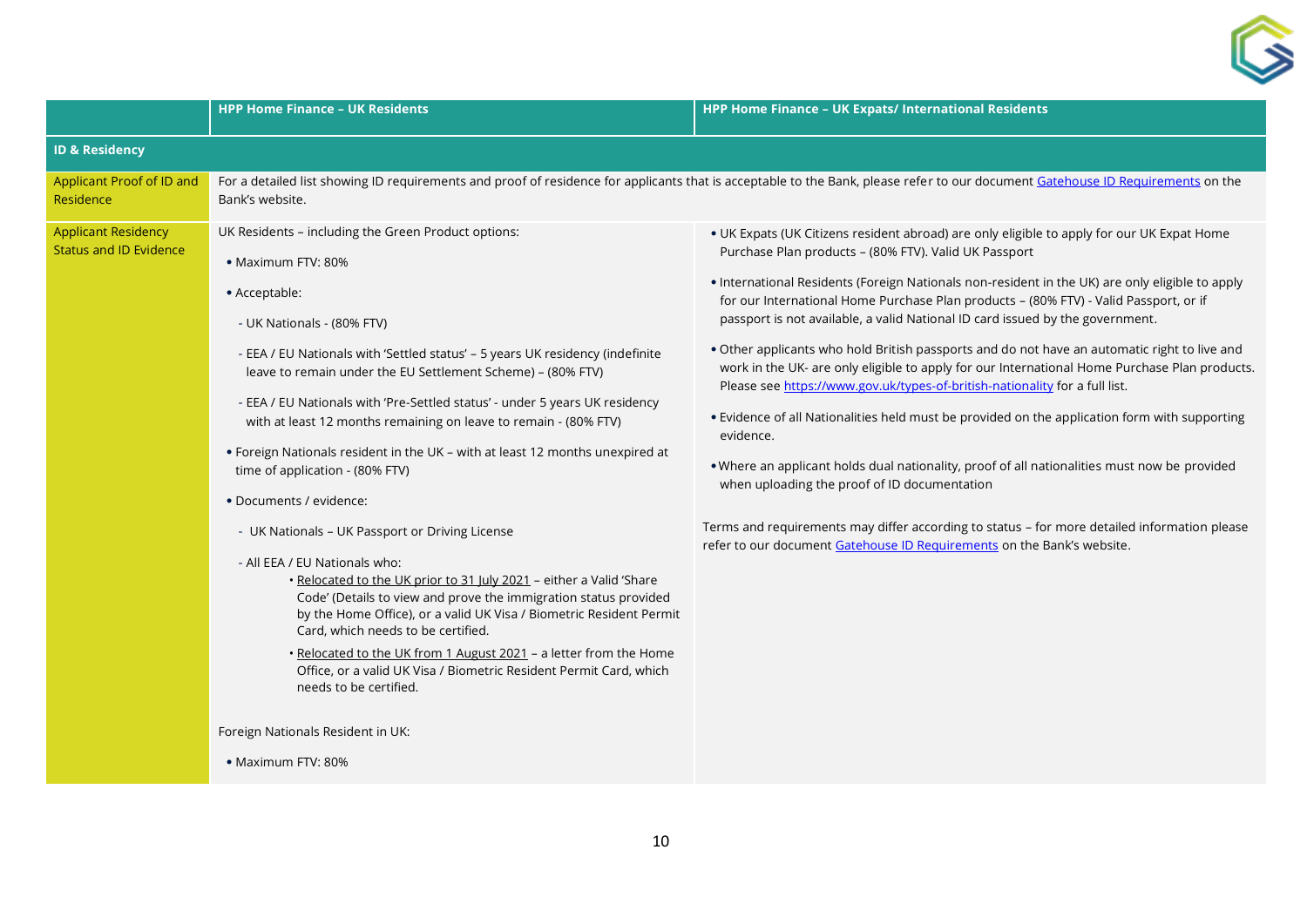| | HPP Home Finance – UK Residents | HPP Home Finance – UK Expats/ International Residents |
|---|---|---|
| **ID & Residency** | | |
| Applicant Proof of ID and Residence | For a detailed list showing ID requirements and proof of residence for applicants that is acceptable to the Bank, please refer to our document [Gatehouse ID Requirements]() on the Bank's website. | |
| Applicant Residency Status and ID Evidence | UK Residents – including the Green Product options:<br><br>• Maximum FTV: 80%<br><br>• Acceptable:<br>- UK Nationals - (80% FTV)<br>- EEA / EU Nationals with 'Settled status' – 5 years UK residency (indefinite leave to remain under the EU Settlement Scheme) – (80% FTV)<br>- EEA / EU Nationals with 'Pre-Settled status' - under 5 years UK residency with at least 12 months remaining on leave to remain - (80% FTV)<br><br>• Foreign Nationals resident in the UK – with at least 12 months unexpired at time of application - (80% FTV)<br><br>• Documents / evidence:<br>- UK Nationals – UK Passport or Driving License<br>- All EEA / EU Nationals who:<br>• Relocated to the UK prior to 31 July 2021 – either a Valid 'Share Code' (Details to view and prove the immigration status provided by the Home Office), or a valid UK Visa / Biometric Resident Permit Card, which needs to be certified.<br>• Relocated to the UK from 1 August 2021 – a letter from the Home Office, or a valid UK Visa / Biometric Resident Permit Card, which needs to be certified.<br><br>Foreign Nationals Resident in UK:<br><br>• Maximum FTV: 80% | • UK Expats (UK Citizens resident abroad) are only eligible to apply for our UK Expat Home Purchase Plan products – (80% FTV). Valid UK Passport<br><br>• International Residents (Foreign Nationals non-resident in the UK) are only eligible to apply for our International Home Purchase Plan products – (80% FTV) - Valid Passport, or if passport is not available, a valid National ID card issued by the government.<br><br>• Other applicants who hold British passports and do not have an automatic right to live and work in the UK- are only eligible to apply for our International Home Purchase Plan products. Please see [https://www.gov.uk/types-of-british-nationality](https://www.gov.uk/types-of-british-nationality) for a full list.<br><br>• Evidence of all Nationalities held must be provided on the application form with supporting evidence.<br><br>• Where an applicant holds dual nationality, proof of all nationalities must now be provided when uploading the proof of ID documentation<br><br>Terms and requirements may differ according to status – for more detailed information please refer to our document [Gatehouse ID Requirements]() on the Bank's website. |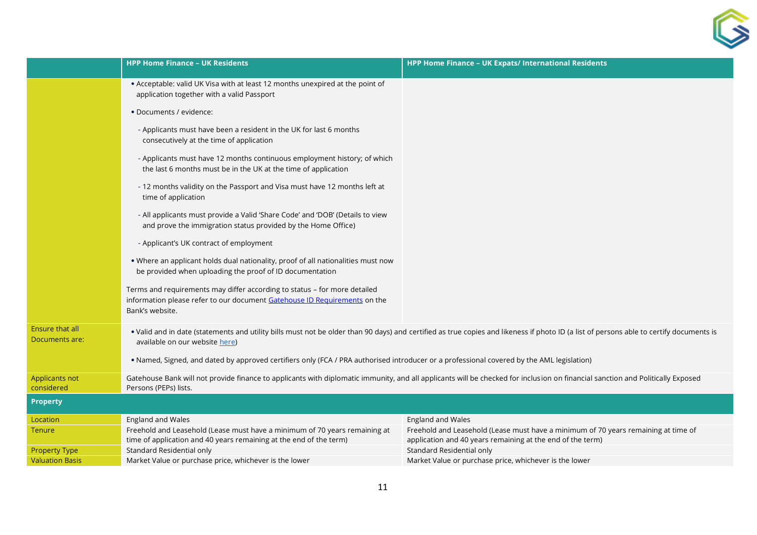| | HPP Home Finance – UK Residents | HPP Home Finance – UK Expats/ International Residents |
|---|---|---|
| | • Acceptable: valid UK Visa with at least 12 months unexpired at the point of application together with a valid Passport<br>• Documents / evidence:<br>- Applicants must have been a resident in the UK for last 6 months consecutively at the time of application<br>- Applicants must have 12 months continuous employment history; of which the last 6 months must be in the UK at the time of application<br>- 12 months validity on the Passport and Visa must have 12 months left at time of application<br>- All applicants must provide a Valid 'Share Code' and 'DOB' (Details to view and prove the immigration status provided by the Home Office)<br>- Applicant's UK contract of employment<br>• Where an applicant holds dual nationality, proof of all nationalities must now be provided when uploading the proof of ID documentation<br>Terms and requirements may differ according to status – for more detailed information please refer to our document [Gatehouse ID Requirements]() on the Bank's website. | |
| Ensure that all Documents are: | • Valid and in date (statements and utility bills must not be older than 90 days) and certified as true copies and likeness if photo ID (a list of persons able to certify documents is available on our website [here]())<br>• Named, Signed, and dated by approved certifiers only (FCA / PRA authorised introducer or a professional covered by the AML legislation) | |
| Applicants not considered | Gatehouse Bank will not provide finance to applicants with diplomatic immunity, and all applicants will be checked for inclusion on financial sanction and Politically Exposed Persons (PEPs) lists. | |
| **Property** | | |
| Location | England and Wales | England and Wales |
| Tenure | Freehold and Leasehold (Lease must have a minimum of 70 years remaining at time of application and 40 years remaining at the end of the term) | Freehold and Leasehold (Lease must have a minimum of 70 years remaining at time of application and 40 years remaining at the end of the term) |
| Property Type | Standard Residential only | Standard Residential only |
| Valuation Basis | Market Value or purchase price, whichever is the lower | Market Value or purchase price, whichever is the lower |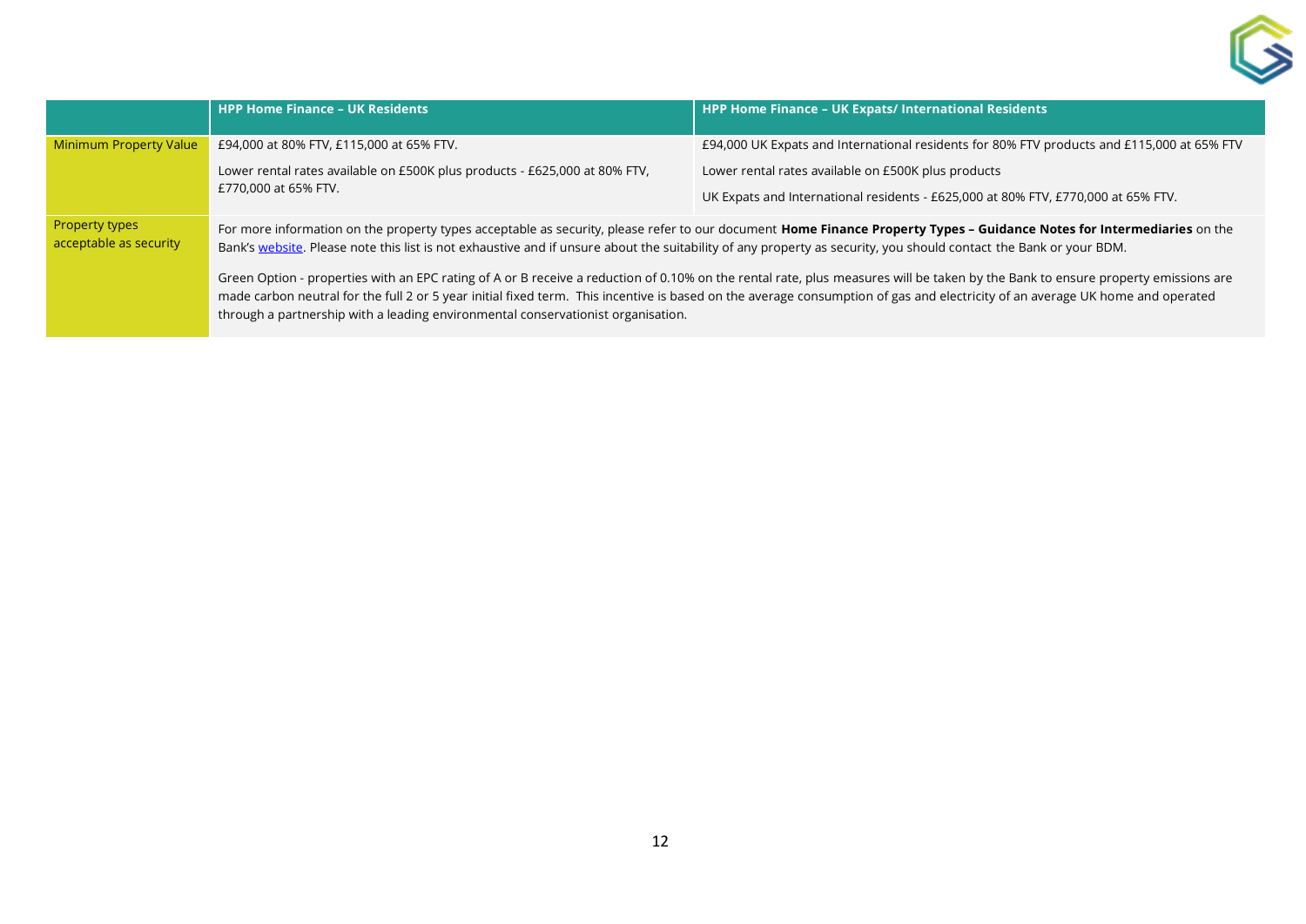| | HPP Home Finance – UK Residents | HPP Home Finance – UK Expats/ International Residents |
|---|---|---|
| Minimum Property Value | £94,000 at 80% FTV, £115,000 at 65% FTV.<br><br>Lower rental rates available on £500K plus products - £625,000 at 80% FTV, £770,000 at 65% FTV. | £94,000 UK Expats and International residents for 80% FTV products and £115,000 at 65% FTV<br><br>Lower rental rates available on £500K plus products<br><br>UK Expats and International residents - £625,000 at 80% FTV, £770,000 at 65% FTV. |
| Property types acceptable as security | For more information on the property types acceptable as security, please refer to our document **Home Finance Property Types – Guidance Notes for Intermediaries** on the Bank's website. Please note this list is not exhaustive and if unsure about the suitability of any property as security, you should contact the Bank or your BDM.<br><br>Green Option - properties with an EPC rating of A or B receive a reduction of 0.10% on the rental rate, plus measures will be taken by the Bank to ensure property emissions are made carbon neutral for the full 2 or 5 year initial fixed term. This incentive is based on the average consumption of gas and electricity of an average UK home and operated through a partnership with a leading environmental conservationist organisation. | |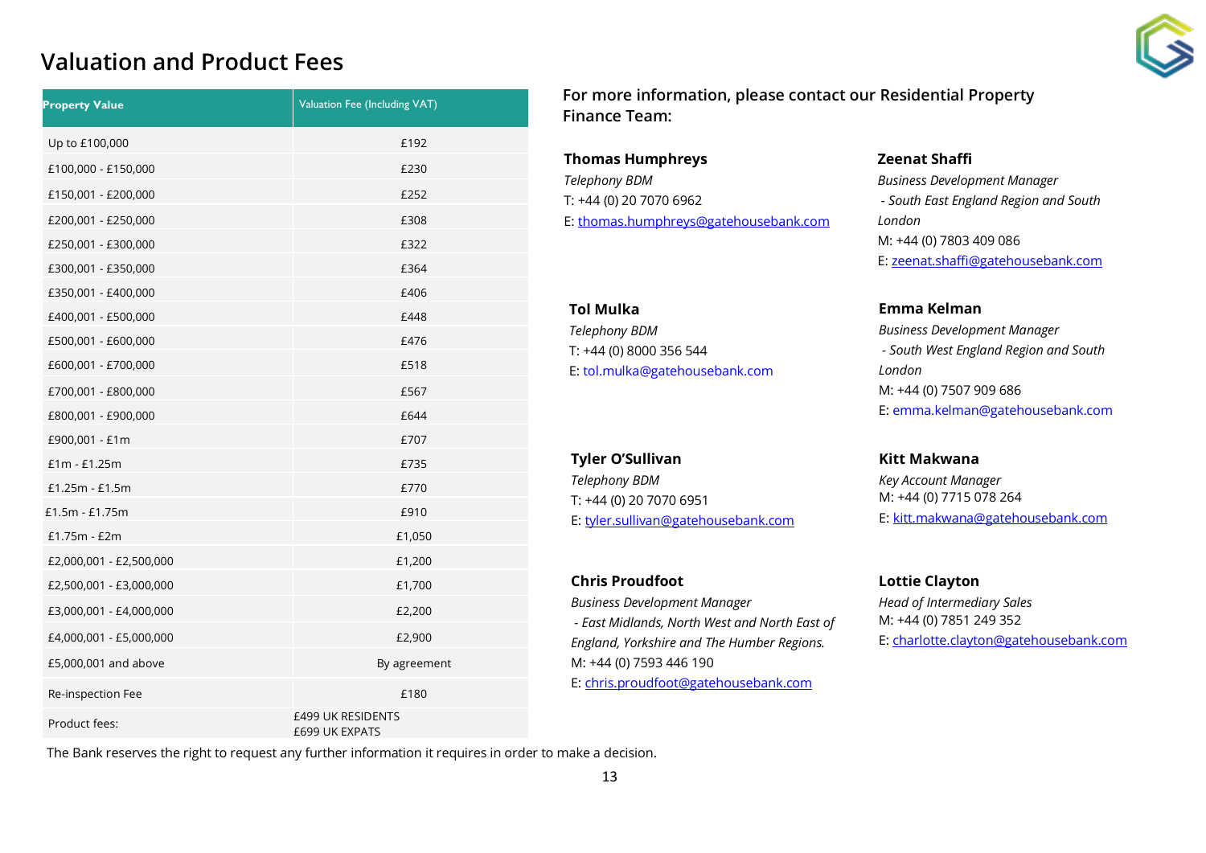# Valuation and Product Fees

| Property Value | Valuation Fee (Including VAT) |
|---|---|
| Up to £100,000 | £192 |
| £100,000 - £150,000 | £230 |
| £150,001 - £200,000 | £252 |
| £200,001 - £250,000 | £308 |
| £250,001 - £300,000 | £322 |
| £300,001 - £350,000 | £364 |
| £350,001 - £400,000 | £406 |
| £400,001 - £500,000 | £448 |
| £500,001 - £600,000 | £476 |
| £600,001 - £700,000 | £518 |
| £700,001 - £800,000 | £567 |
| £800,001 - £900,000 | £644 |
| £900,001 - £1m | £707 |
| £1m - £1.25m | £735 |
| £1.25m - £1.5m | £770 |
| £1.5m - £1.75m | £910 |
| £1.75m - £2m | £1,050 |
| £2,000,001 - £2,500,000 | £1,200 |
| £2,500,001 - £3,000,000 | £1,700 |
| £3,000,001 - £4,000,000 | £2,200 |
| £4,000,001 - £5,000,000 | £2,900 |
| £5,000,001 and above | By agreement |
| Re-inspection Fee | £180 |
| Product fees: | £499 UK RESIDENTS<br>£699 UK EXPATS |

The Bank reserves the right to request any further information it requires in order to make a decision.

## For more information, please contact our Residential Property Finance Team:

**Thomas Humphreys**
*Telephony BDM*
T: +44 (0) 20 7070 6962
E: thomas.humphreys@gatehousebank.com

**Zeenat Shaffi**
*Business Development Manager - South East England Region and South London*
M: +44 (0) 7803 409 086
E: zeenat.shaffi@gatehousebank.com

**Tol Mulka**
*Telephony BDM*
T: +44 (0) 8000 356 544
E: tol.mulka@gatehousebank.com

**Emma Kelman**
*Business Development Manager - South West England Region and South London*
M: +44 (0) 7507 909 686
E: emma.kelman@gatehousebank.com

**Tyler O'Sullivan**
*Telephony BDM*
T: +44 (0) 20 7070 6951
E: tyler.sullivan@gatehousebank.com

**Kitt Makwana**
*Key Account Manager*
M: +44 (0) 7715 078 264
E: kitt.makwana@gatehousebank.com

**Chris Proudfoot**
*Business Development Manager - East Midlands, North West and North East of England, Yorkshire and The Humber Regions.*
M: +44 (0) 7593 446 190
E: chris.proudfoot@gatehousebank.com

**Lottie Clayton**
*Head of Intermediary Sales*
M: +44 (0) 7851 249 352
E: charlotte.clayton@gatehousebank.com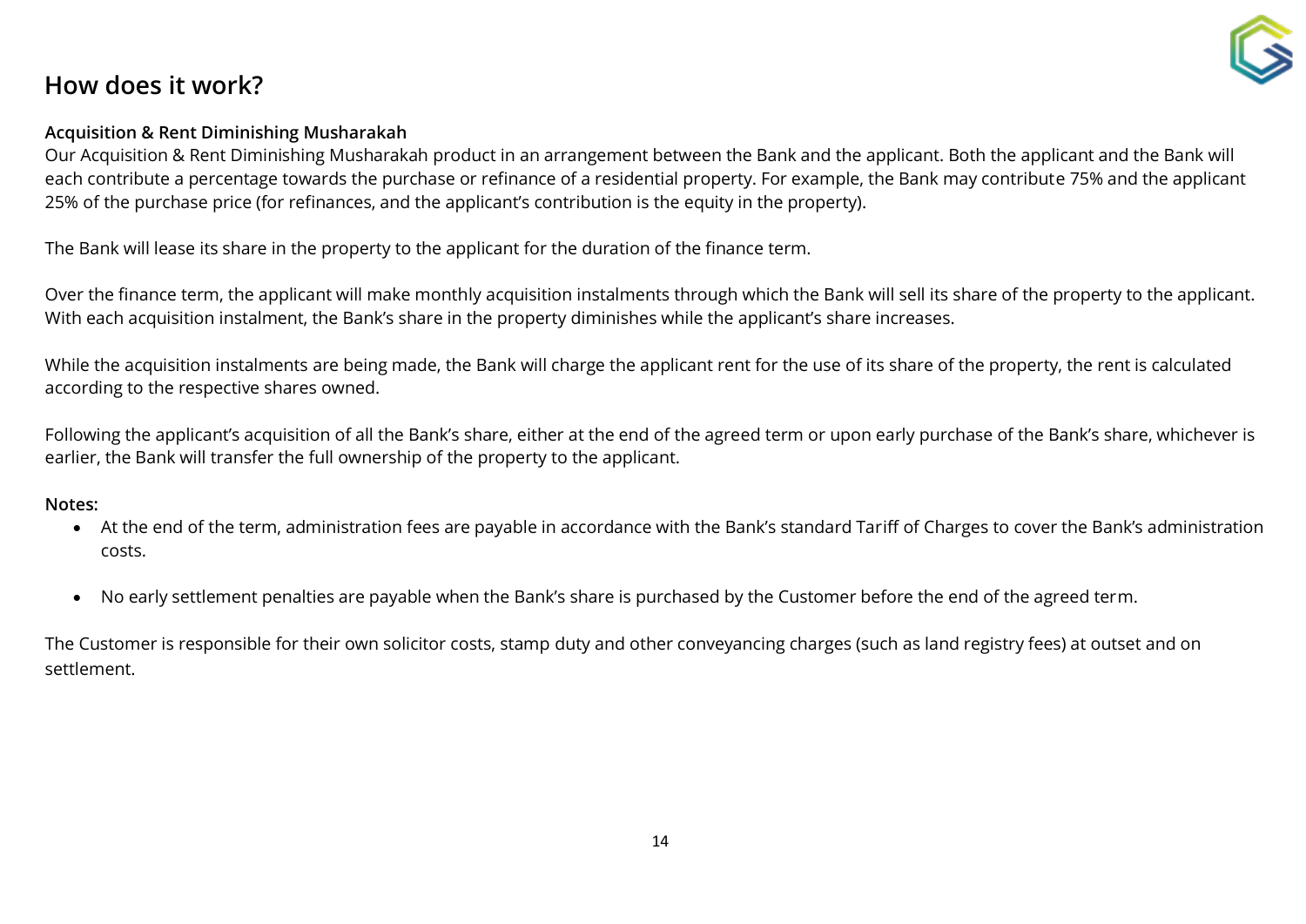## How does it work?

**Acquisition & Rent Diminishing Musharakah**

Our Acquisition & Rent Diminishing Musharakah product in an arrangement between the Bank and the applicant. Both the applicant and the Bank will each contribute a percentage towards the purchase or refinance of a residential property. For example, the Bank may contribute 75% and the applicant 25% of the purchase price (for refinances, and the applicant's contribution is the equity in the property).

The Bank will lease its share in the property to the applicant for the duration of the finance term.

Over the finance term, the applicant will make monthly acquisition instalments through which the Bank will sell its share of the property to the applicant. With each acquisition instalment, the Bank's share in the property diminishes while the applicant's share increases.

While the acquisition instalments are being made, the Bank will charge the applicant rent for the use of its share of the property, the rent is calculated according to the respective shares owned.

Following the applicant's acquisition of all the Bank's share, either at the end of the agreed term or upon early purchase of the Bank's share, whichever is earlier, the Bank will transfer the full ownership of the property to the applicant.

**Notes:**

- At the end of the term, administration fees are payable in accordance with the Bank's standard Tariff of Charges to cover the Bank's administration costs.
- No early settlement penalties are payable when the Bank's share is purchased by the Customer before the end of the agreed term.

The Customer is responsible for their own solicitor costs, stamp duty and other conveyancing charges (such as land registry fees) at outset and on settlement.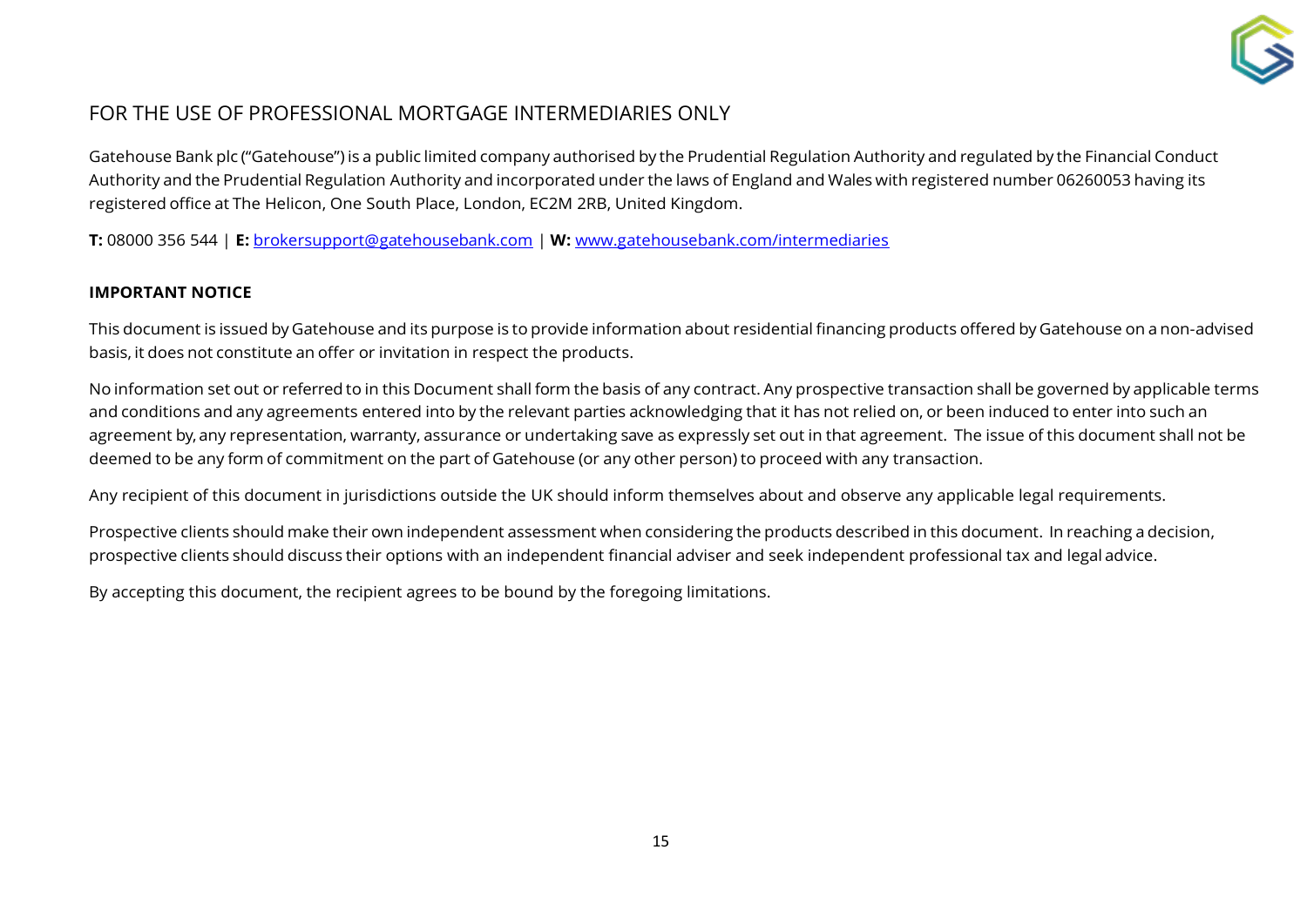FOR THE USE OF PROFESSIONAL MORTGAGE INTERMEDIARIES ONLY

Gatehouse Bank plc ("Gatehouse") is a public limited company authorised by the Prudential Regulation Authority and regulated by the Financial Conduct Authority and the Prudential Regulation Authority and incorporated under the laws of England and Wales with registered number 06260053 having its registered office at The Helicon, One South Place, London, EC2M 2RB, United Kingdom.

**T:** 08000 356 544 | **E:** brokersupport@gatehousebank.com | **W:** www.gatehousebank.com/intermediaries

**IMPORTANT NOTICE**

This document is issued by Gatehouse and its purpose is to provide information about residential financing products offered by Gatehouse on a non-advised basis, it does not constitute an offer or invitation in respect the products.

No information set out or referred to in this Document shall form the basis of any contract. Any prospective transaction shall be governed by applicable terms and conditions and any agreements entered into by the relevant parties acknowledging that it has not relied on, or been induced to enter into such an agreement by, any representation, warranty, assurance or undertaking save as expressly set out in that agreement. The issue of this document shall not be deemed to be any form of commitment on the part of Gatehouse (or any other person) to proceed with any transaction.

Any recipient of this document in jurisdictions outside the UK should inform themselves about and observe any applicable legal requirements.

Prospective clients should make their own independent assessment when considering the products described in this document. In reaching a decision, prospective clients should discuss their options with an independent financial adviser and seek independent professional tax and legal advice.

By accepting this document, the recipient agrees to be bound by the foregoing limitations.